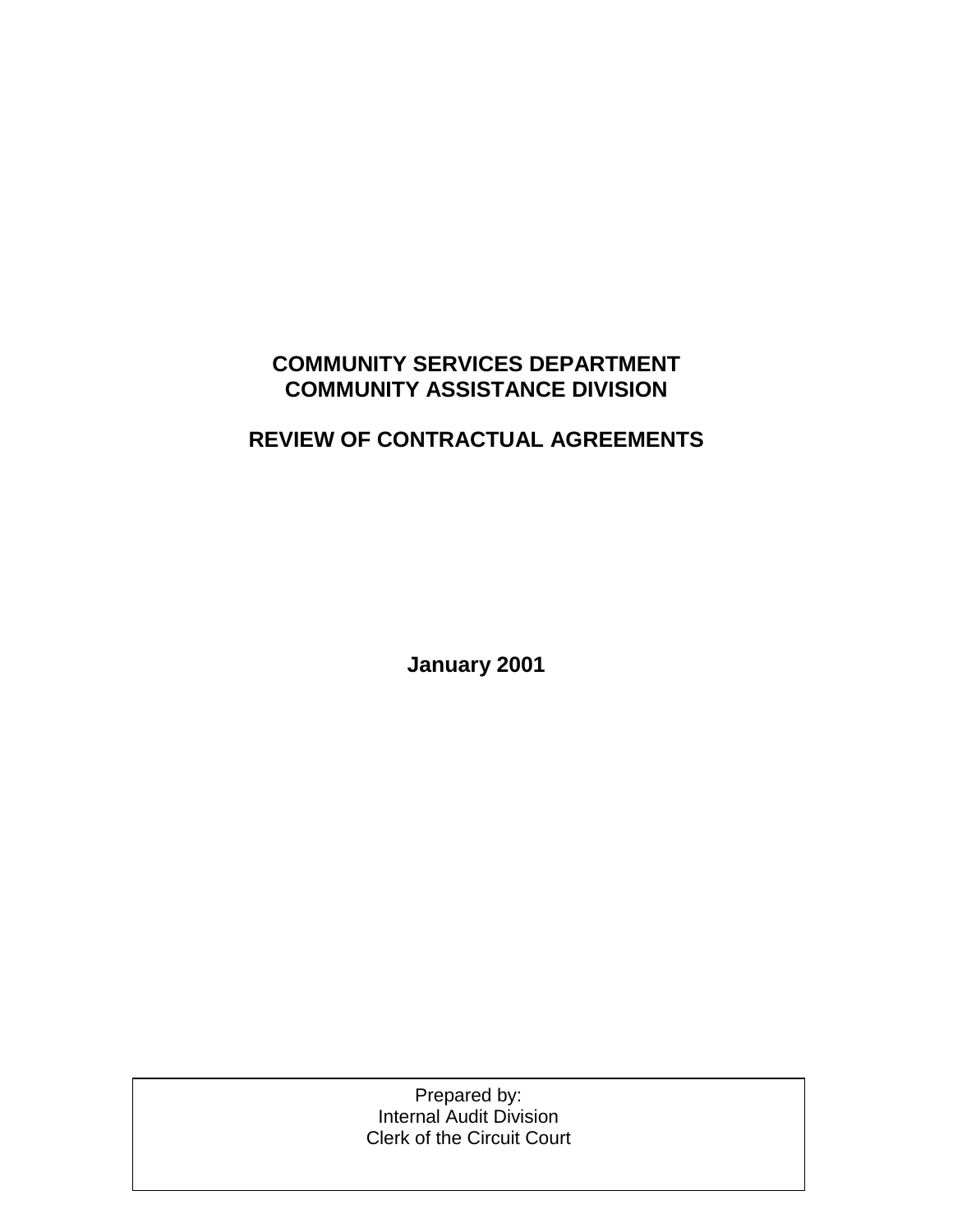# COMMUNITY SERVICES DEPARTMENT
# COMMUNITY ASSISTANCE DIVISION

## REVIEW OF CONTRACTUAL AGREEMENTS

**January 2001**

Prepared by:
Internal Audit Division
Clerk of the Circuit Court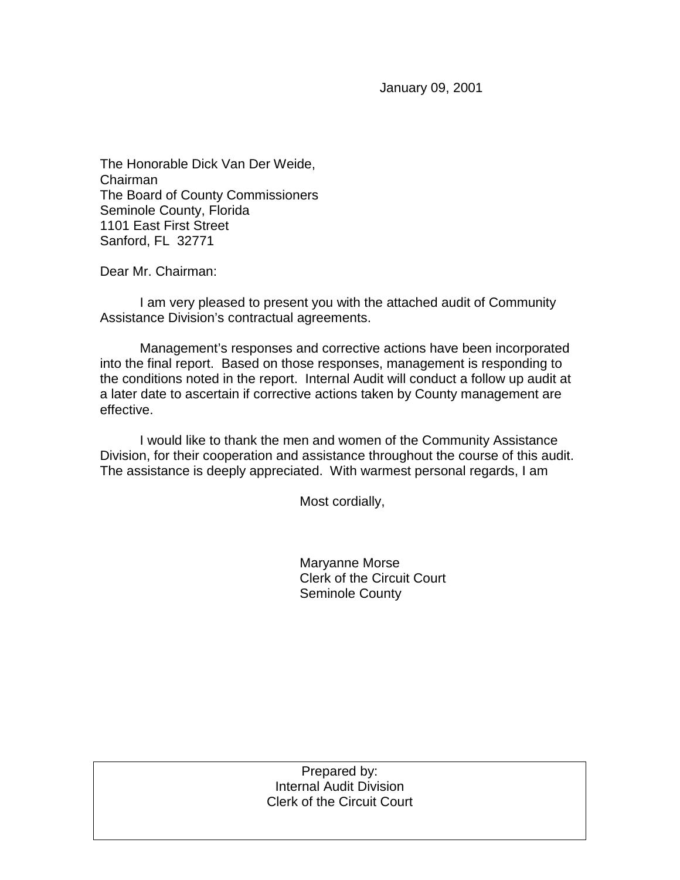January 09, 2001

The Honorable Dick Van Der Weide,
Chairman
The Board of County Commissioners
Seminole County, Florida
1101 East First Street
Sanford, FL 32771

Dear Mr. Chairman:

I am very pleased to present you with the attached audit of Community Assistance Division's contractual agreements.

Management's responses and corrective actions have been incorporated into the final report. Based on those responses, management is responding to the conditions noted in the report. Internal Audit will conduct a follow up audit at a later date to ascertain if corrective actions taken by County management are effective.

I would like to thank the men and women of the Community Assistance Division, for their cooperation and assistance throughout the course of this audit. The assistance is deeply appreciated. With warmest personal regards, I am

Most cordially,

Maryanne Morse
Clerk of the Circuit Court
Seminole County

Prepared by:
Internal Audit Division
Clerk of the Circuit Court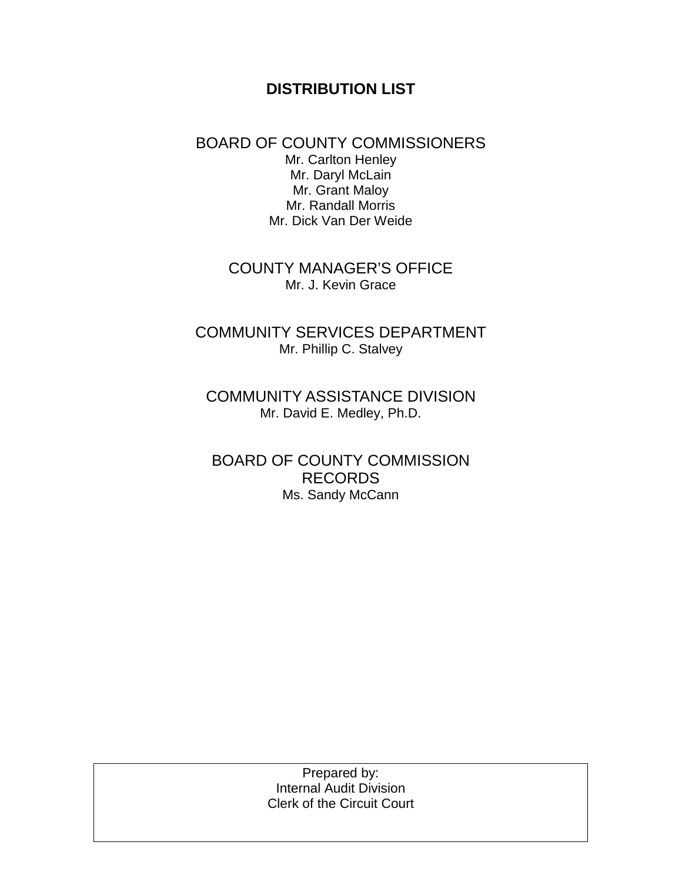# DISTRIBUTION LIST

## BOARD OF COUNTY COMMISSIONERS

Mr. Carlton Henley
Mr. Daryl McLain
Mr. Grant Maloy
Mr. Randall Morris
Mr. Dick Van Der Weide

## COUNTY MANAGER'S OFFICE

Mr. J. Kevin Grace

## COMMUNITY SERVICES DEPARTMENT

Mr. Phillip C. Stalvey

## COMMUNITY ASSISTANCE DIVISION

Mr. David E. Medley, Ph.D.

## BOARD OF COUNTY COMMISSION RECORDS

Ms. Sandy McCann

Prepared by:
Internal Audit Division
Clerk of the Circuit Court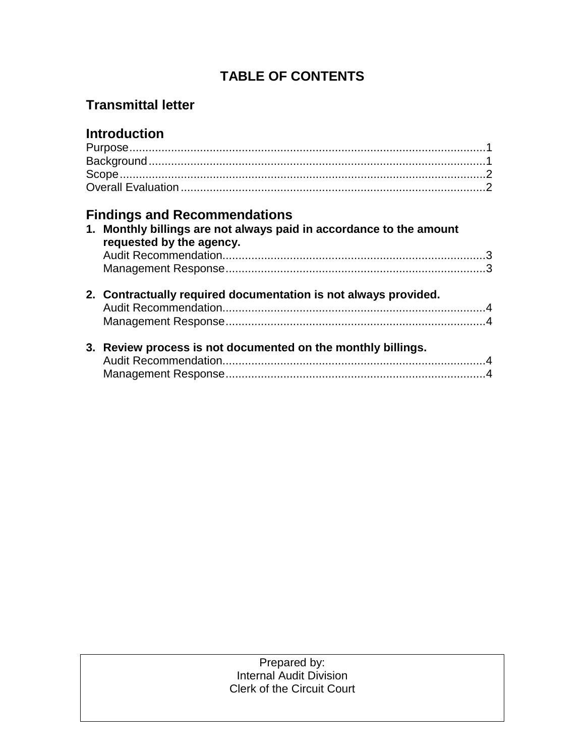# TABLE OF CONTENTS

## Transmittal letter

## Introduction

Purpose.....................................................................................................1
Background.................................................................................................1
Scope.........................................................................................................2
Overall Evaluation.......................................................................................2

## Findings and Recommendations

1. **Monthly billings are not always paid in accordance to the amount requested by the agency.**
   Audit Recommendation..........................................................................3
   Management Response.........................................................................3

2. **Contractually required documentation is not always provided.**
   Audit Recommendation..........................................................................4
   Management Response.........................................................................4

3. **Review process is not documented on the monthly billings.**
   Audit Recommendation..........................................................................4
   Management Response.........................................................................4

Prepared by:
Internal Audit Division
Clerk of the Circuit Court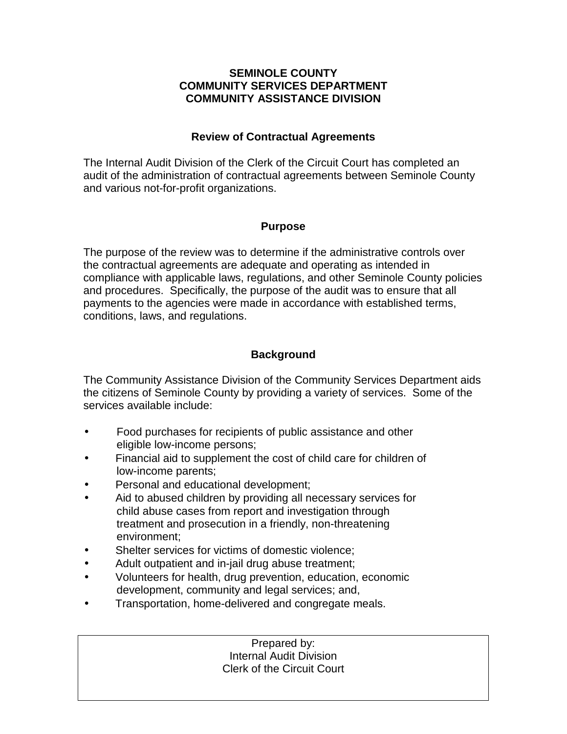**SEMINOLE COUNTY**
**COMMUNITY SERVICES DEPARTMENT**
**COMMUNITY ASSISTANCE DIVISION**

## Review of Contractual Agreements

The Internal Audit Division of the Clerk of the Circuit Court has completed an audit of the administration of contractual agreements between Seminole County and various not-for-profit organizations.

## Purpose

The purpose of the review was to determine if the administrative controls over the contractual agreements are adequate and operating as intended in compliance with applicable laws, regulations, and other Seminole County policies and procedures. Specifically, the purpose of the audit was to ensure that all payments to the agencies were made in accordance with established terms, conditions, laws, and regulations.

## Background

The Community Assistance Division of the Community Services Department aids the citizens of Seminole County by providing a variety of services. Some of the services available include:

- Food purchases for recipients of public assistance and other eligible low-income persons;
- Financial aid to supplement the cost of child care for children of low-income parents;
- Personal and educational development;
- Aid to abused children by providing all necessary services for child abuse cases from report and investigation through treatment and prosecution in a friendly, non-threatening environment;
- Shelter services for victims of domestic violence;
- Adult outpatient and in-jail drug abuse treatment;
- Volunteers for health, drug prevention, education, economic development, community and legal services; and,
- Transportation, home-delivered and congregate meals.

Prepared by:
Internal Audit Division
Clerk of the Circuit Court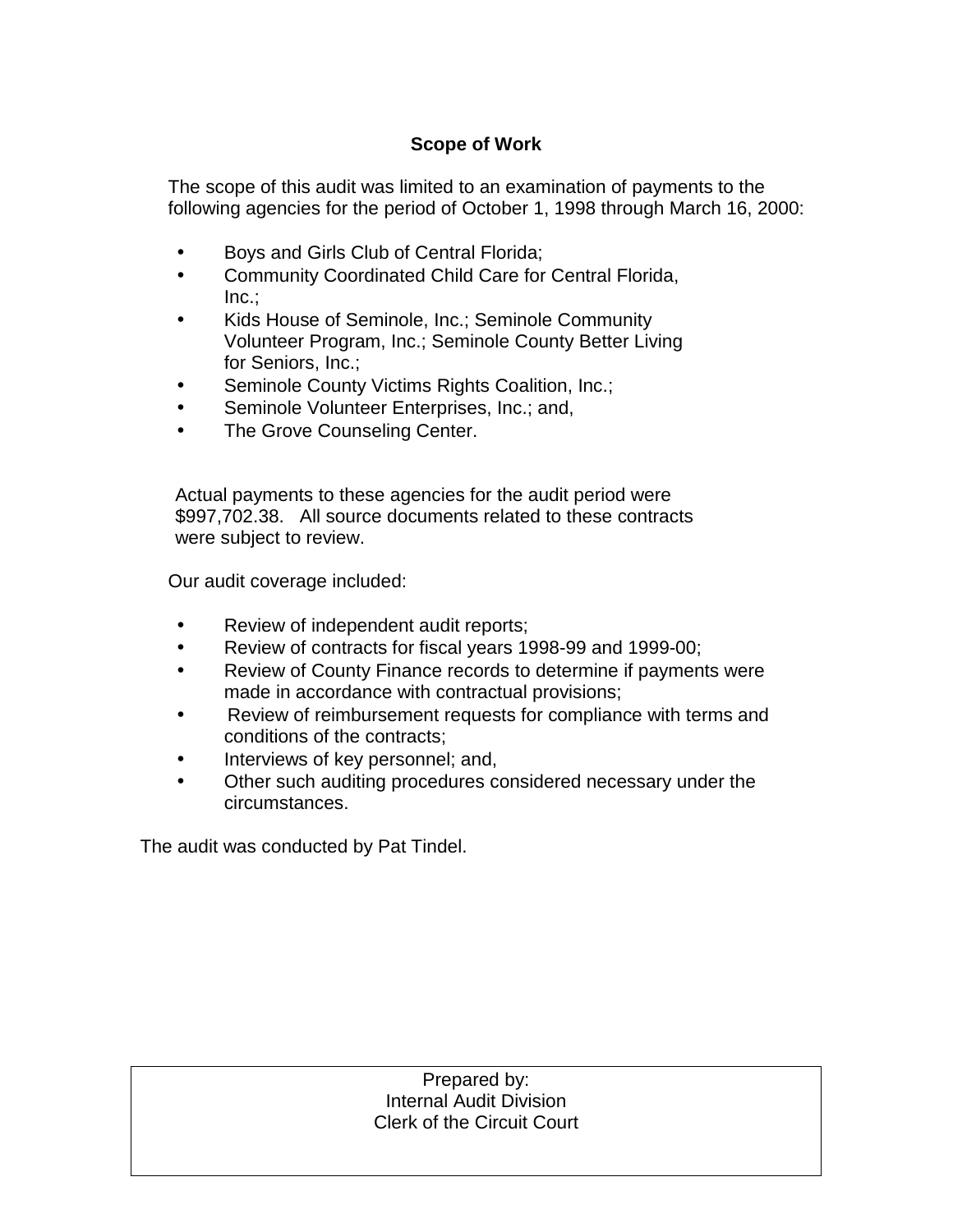## Scope of Work

The scope of this audit was limited to an examination of payments to the following agencies for the period of October 1, 1998 through March 16, 2000:

- Boys and Girls Club of Central Florida;
- Community Coordinated Child Care for Central Florida, Inc.;
- Kids House of Seminole, Inc.; Seminole Community Volunteer Program, Inc.; Seminole County Better Living for Seniors, Inc.;
- Seminole County Victims Rights Coalition, Inc.;
- Seminole Volunteer Enterprises, Inc.; and,
- The Grove Counseling Center.

Actual payments to these agencies for the audit period were $997,702.38. All source documents related to these contracts were subject to review.

Our audit coverage included:

- Review of independent audit reports;
- Review of contracts for fiscal years 1998-99 and 1999-00;
- Review of County Finance records to determine if payments were made in accordance with contractual provisions;
- Review of reimbursement requests for compliance with terms and conditions of the contracts;
- Interviews of key personnel; and,
- Other such auditing procedures considered necessary under the circumstances.

The audit was conducted by Pat Tindel.

Prepared by:
Internal Audit Division
Clerk of the Circuit Court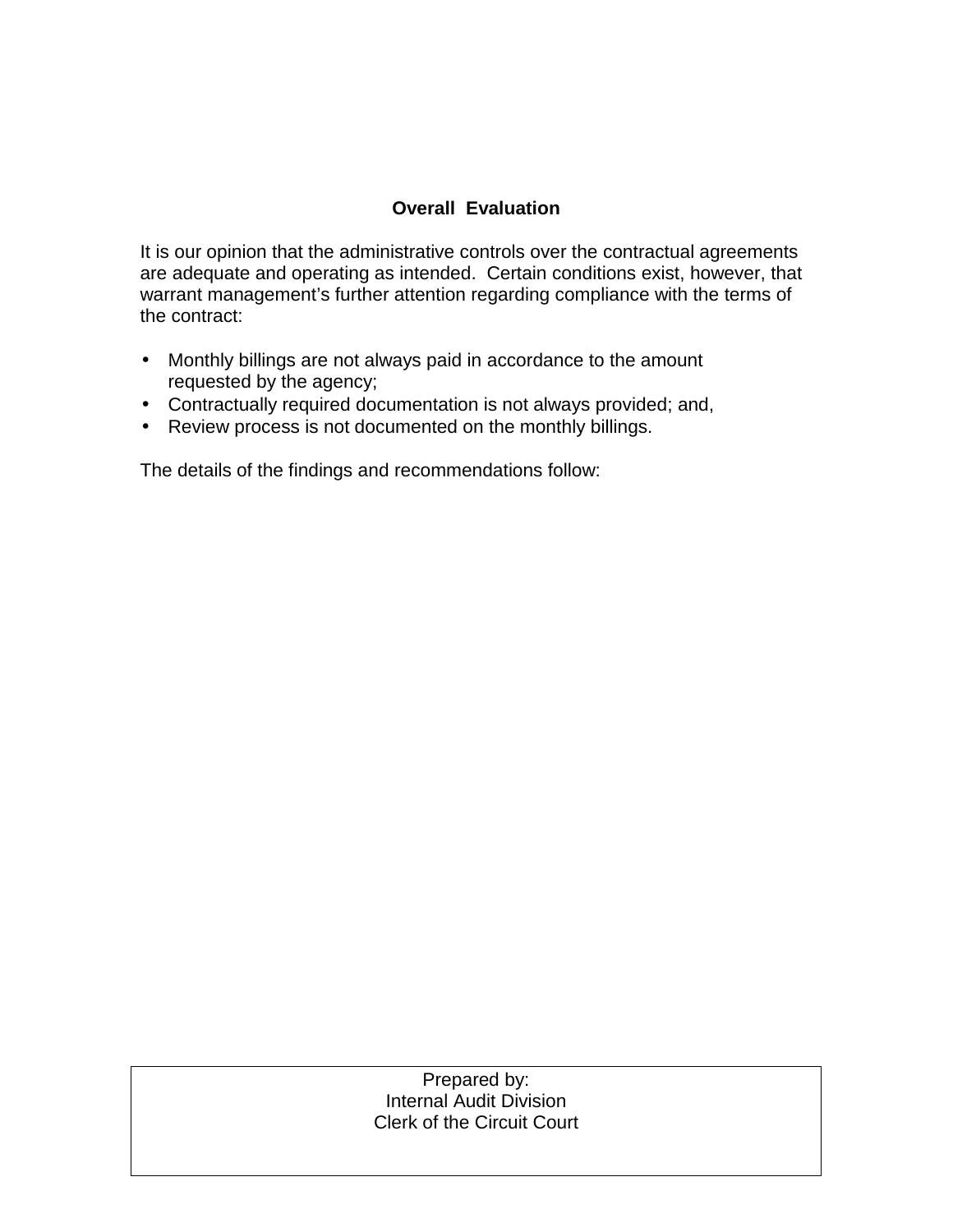## Overall Evaluation

It is our opinion that the administrative controls over the contractual agreements are adequate and operating as intended. Certain conditions exist, however, that warrant management's further attention regarding compliance with the terms of the contract:

- Monthly billings are not always paid in accordance to the amount requested by the agency;
- Contractually required documentation is not always provided; and,
- Review process is not documented on the monthly billings.

The details of the findings and recommendations follow:

Prepared by:
Internal Audit Division
Clerk of the Circuit Court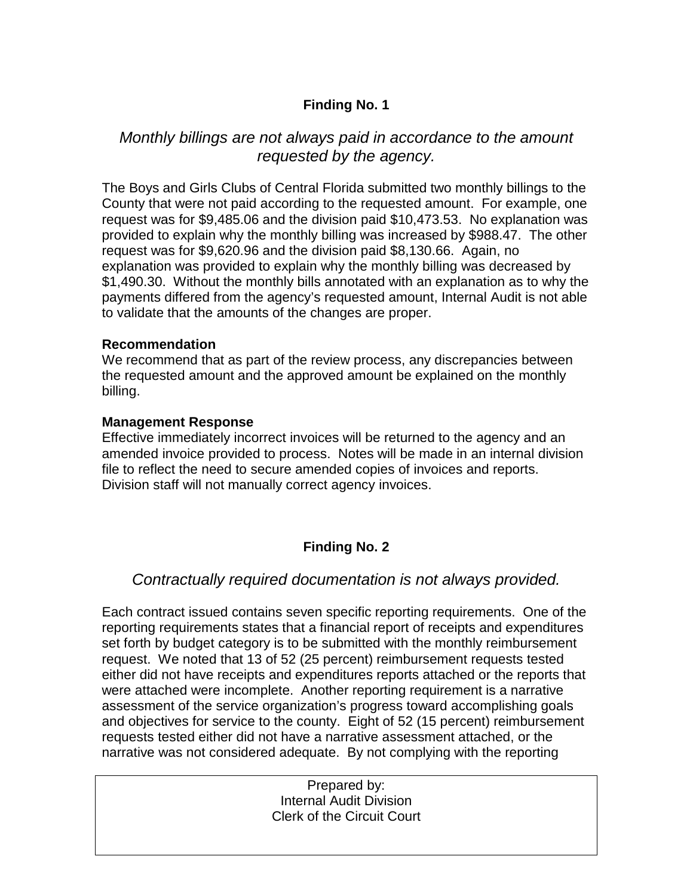## Finding No. 1

*Monthly billings are not always paid in accordance to the amount requested by the agency.*

The Boys and Girls Clubs of Central Florida submitted two monthly billings to the County that were not paid according to the requested amount. For example, one request was for $9,485.06 and the division paid $10,473.53. No explanation was provided to explain why the monthly billing was increased by $988.47. The other request was for $9,620.96 and the division paid $8,130.66. Again, no explanation was provided to explain why the monthly billing was decreased by $1,490.30. Without the monthly bills annotated with an explanation as to why the payments differed from the agency's requested amount, Internal Audit is not able to validate that the amounts of the changes are proper.

**Recommendation**
We recommend that as part of the review process, any discrepancies between the requested amount and the approved amount be explained on the monthly billing.

**Management Response**
Effective immediately incorrect invoices will be returned to the agency and an amended invoice provided to process. Notes will be made in an internal division file to reflect the need to secure amended copies of invoices and reports. Division staff will not manually correct agency invoices.

## Finding No. 2

*Contractually required documentation is not always provided.*

Each contract issued contains seven specific reporting requirements. One of the reporting requirements states that a financial report of receipts and expenditures set forth by budget category is to be submitted with the monthly reimbursement request. We noted that 13 of 52 (25 percent) reimbursement requests tested either did not have receipts and expenditures reports attached or the reports that were attached were incomplete. Another reporting requirement is a narrative assessment of the service organization's progress toward accomplishing goals and objectives for service to the county. Eight of 52 (15 percent) reimbursement requests tested either did not have a narrative assessment attached, or the narrative was not considered adequate. By not complying with the reporting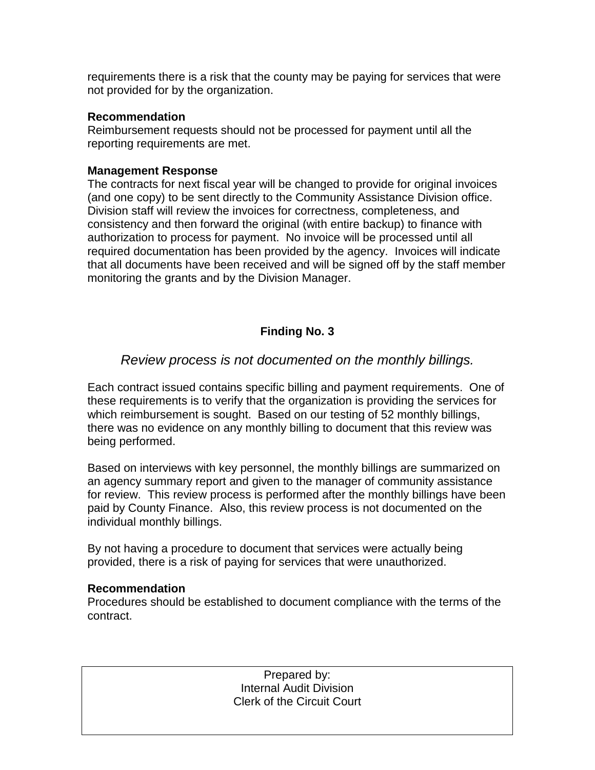requirements there is a risk that the county may be paying for services that were not provided for by the organization.

**Recommendation**
Reimbursement requests should not be processed for payment until all the reporting requirements are met.

**Management Response**
The contracts for next fiscal year will be changed to provide for original invoices (and one copy) to be sent directly to the Community Assistance Division office. Division staff will review the invoices for correctness, completeness, and consistency and then forward the original (with entire backup) to finance with authorization to process for payment. No invoice will be processed until all required documentation has been provided by the agency. Invoices will indicate that all documents have been received and will be signed off by the staff member monitoring the grants and by the Division Manager.

## Finding No. 3

*Review process is not documented on the monthly billings.*

Each contract issued contains specific billing and payment requirements. One of these requirements is to verify that the organization is providing the services for which reimbursement is sought. Based on our testing of 52 monthly billings, there was no evidence on any monthly billing to document that this review was being performed.

Based on interviews with key personnel, the monthly billings are summarized on an agency summary report and given to the manager of community assistance for review. This review process is performed after the monthly billings have been paid by County Finance. Also, this review process is not documented on the individual monthly billings.

By not having a procedure to document that services were actually being provided, there is a risk of paying for services that were unauthorized.

**Recommendation**
Procedures should be established to document compliance with the terms of the contract.

Prepared by:
Internal Audit Division
Clerk of the Circuit Court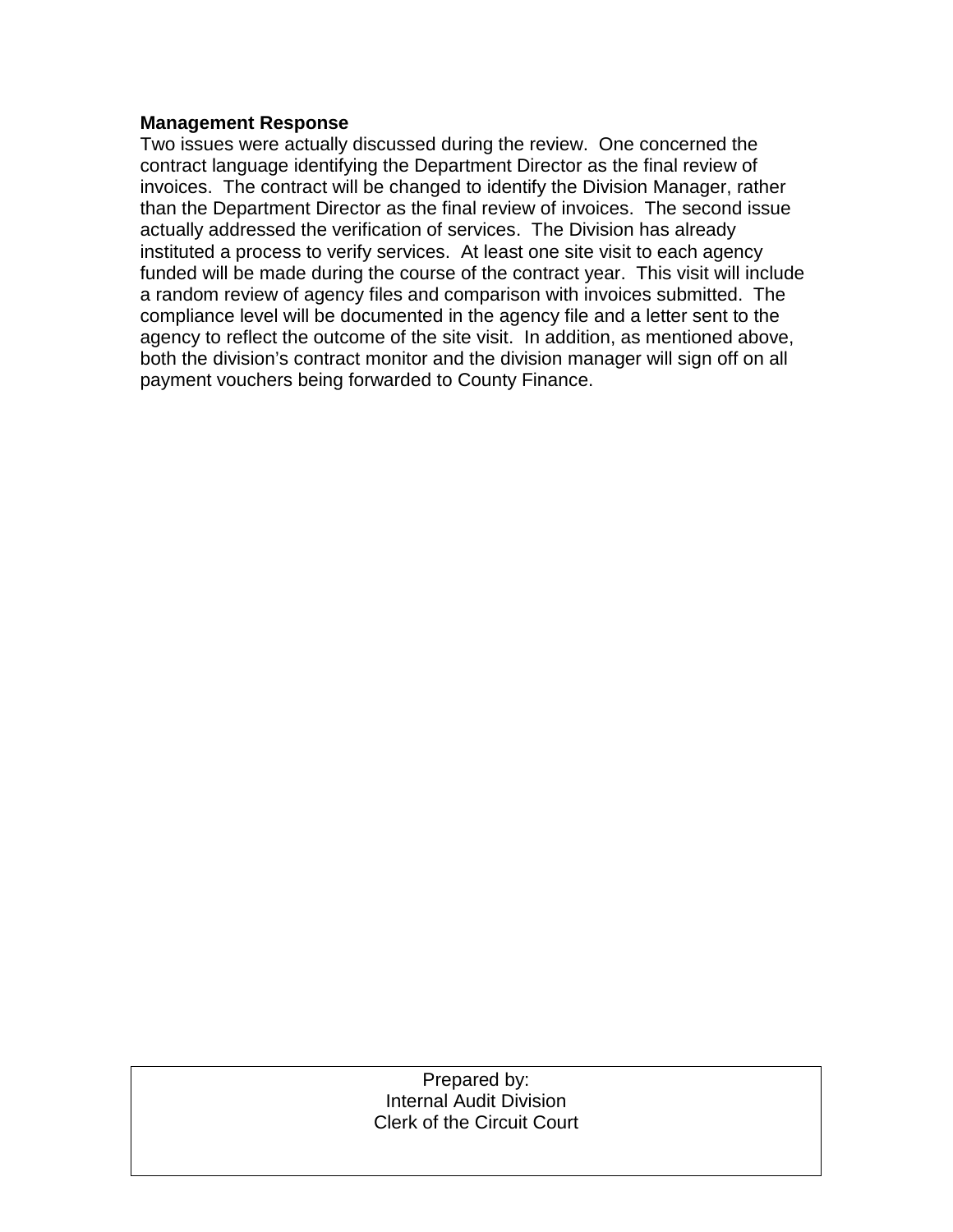**Management Response**

Two issues were actually discussed during the review. One concerned the contract language identifying the Department Director as the final review of invoices. The contract will be changed to identify the Division Manager, rather than the Department Director as the final review of invoices. The second issue actually addressed the verification of services. The Division has already instituted a process to verify services. At least one site visit to each agency funded will be made during the course of the contract year. This visit will include a random review of agency files and comparison with invoices submitted. The compliance level will be documented in the agency file and a letter sent to the agency to reflect the outcome of the site visit. In addition, as mentioned above, both the division's contract monitor and the division manager will sign off on all payment vouchers being forwarded to County Finance.

Prepared by:
Internal Audit Division
Clerk of the Circuit Court